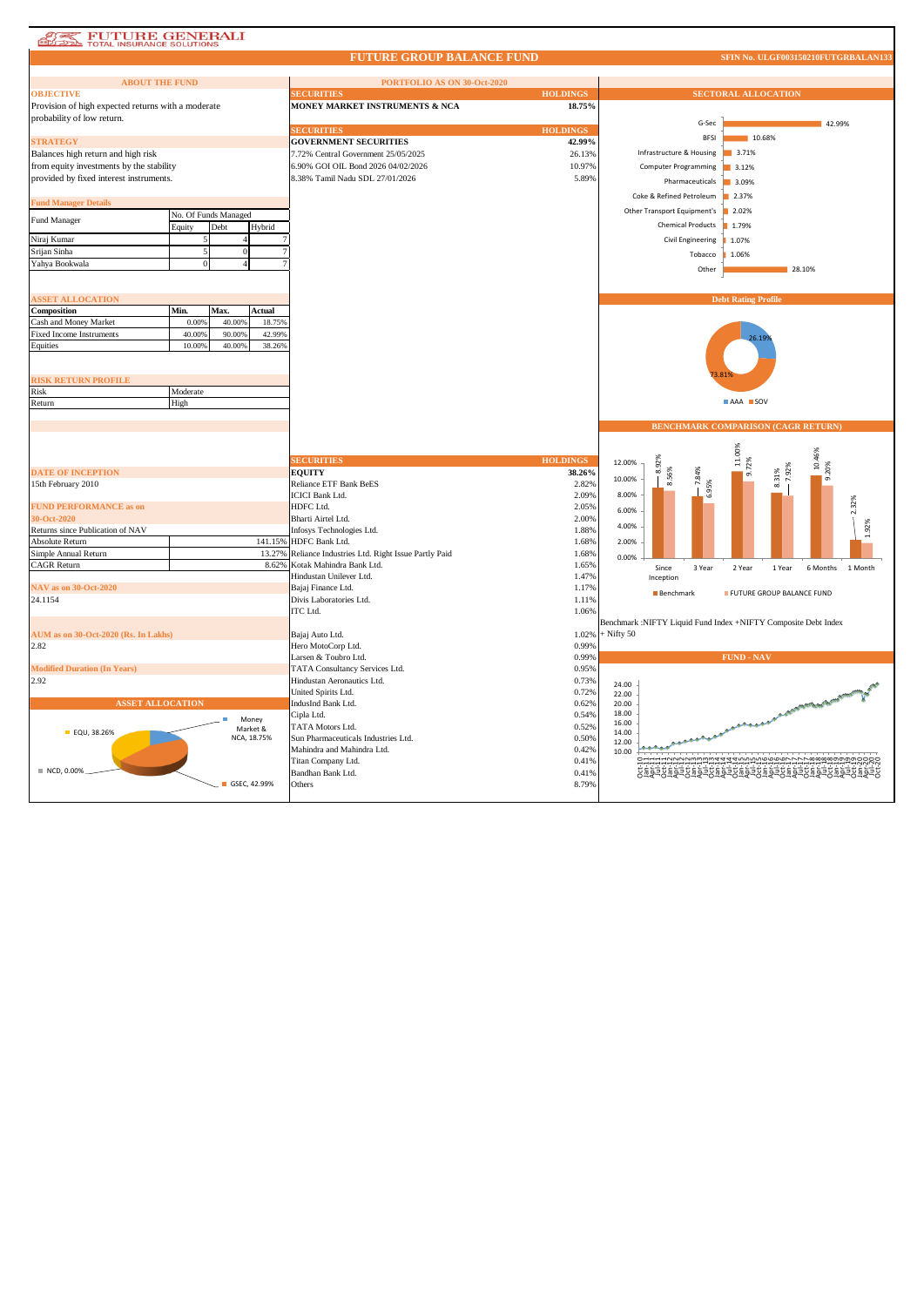# FUTURE GENERALI TOTAL INSURANCE SOLUTIONS

## FUTURE GROUP BALANCE FUND

SFIN No. ULGF003150210FUTGRBALAN133

### ABOUT THE FUND

**OBJECTIVE**

Provision of high expected returns with a moderate probability of low return.

**STRATEGY**

Balances high return and high risk from equity investments by the stability provided by fixed interest instruments.

**Fund Manager Details**

| Fund Manager | No. Of Funds Managed | | |
|---|---|---|---|
| | Equity | Debt | Hybrid |
| Niraj Kumar | 5 | 4 | 7 |
| Srijan Sinha | 5 | 0 | 7 |
| Yahya Bookwala | 0 | 4 | 7 |

**ASSET ALLOCATION**

| Composition | Min. | Max. | Actual |
|---|---|---|---|
| Cash and Money Market | 0.00% | 40.00% | 18.75% |
| Fixed Income Instruments | 40.00% | 90.00% | 42.99% |
| Equities | 10.00% | 40.00% | 38.26% |

**RISK RETURN PROFILE**

| | |
|---|---|
| Risk | Moderate |
| Return | High |

**DATE OF INCEPTION**

15th February 2010

**FUND PERFORMANCE as on 30-Oct-2020**

| Returns since Publication of NAV | |
|---|---|
| Absolute Return | 141.15% |
| Simple Annual Return | 13.27% |
| CAGR Return | 8.62% |

**NAV as on 30-Oct-2020**

24.1154

**AUM as on 30-Oct-2020 (Rs. In Lakhs)**

2.82

**Modified Duration (In Years)**

2.92

**ASSET ALLOCATION**

EQU, 38.26%; Money Market & NCA, 18.75%; NCD, 0.00%; GSEC, 42.99%

### PORTFOLIO AS ON 30-Oct-2020

| SECURITIES | HOLDINGS |
|---|---|
| **MONEY MARKET INSTRUMENTS & NCA** | **18.75%** |

| SECURITIES | HOLDINGS |
|---|---|
| **GOVERNMENT SECURITIES** | **42.99%** |
| 7.72% Central Government 25/05/2025 | 26.13% |
| 6.90% GOI OIL Bond 2026 04/02/2026 | 10.97% |
| 8.38% Tamil Nadu SDL 27/01/2026 | 5.89% |

| SECURITIES | HOLDINGS |
|---|---|
| **EQUITY** | **38.26%** |
| Reliance ETF Bank BeES | 2.82% |
| ICICI Bank Ltd. | 2.09% |
| HDFC Ltd. | 2.05% |
| Bharti Airtel Ltd. | 2.00% |
| Infosys Technologies Ltd. | 1.88% |
| HDFC Bank Ltd. | 1.68% |
| Reliance Industries Ltd. Right Issue Partly Paid | 1.68% |
| Kotak Mahindra Bank Ltd. | 1.65% |
| Hindustan Unilever Ltd. | 1.47% |
| Bajaj Finance Ltd. | 1.17% |
| Divis Laboratories Ltd. | 1.11% |
| ITC Ltd. | 1.06% |
| Bajaj Auto Ltd. | 1.02% |
| Hero MotoCorp Ltd. | 0.99% |
| Larsen & Toubro Ltd. | 0.99% |
| TATA Consultancy Services Ltd. | 0.95% |
| Hindustan Aeronautics Ltd. | 0.73% |
| United Spirits Ltd. | 0.72% |
| IndusInd Bank Ltd. | 0.62% |
| Cipla Ltd. | 0.54% |
| TATA Motors Ltd. | 0.52% |
| Sun Pharmaceuticals Industries Ltd. | 0.50% |
| Mahindra and Mahindra Ltd. | 0.42% |
| Titan Company Ltd. | 0.41% |
| Bandhan Bank Ltd. | 0.41% |
| Others | 8.79% |

### SECTORAL ALLOCATION

| Sector | Allocation |
|---|---|
| G-Sec | 42.99% |
| BFSI | 10.68% |
| Infrastructure & Housing | 3.71% |
| Computer Programming | 3.12% |
| Pharmaceuticals | 3.09% |
| Coke & Refined Petroleum | 2.37% |
| Other Transport Equipment's | 2.02% |
| Chemical Products | 1.79% |
| Civil Engineering | 1.07% |
| Tobacco | 1.06% |
| Other | 28.10% |

### Debt Rating Profile

| Rating | % |
|---|---|
| AAA | 26.19% |
| SOV | 73.81% |

### BENCHMARK COMPARISON (CAGR RETURN)

| | Since Inception | 3 Year | 2 Year | 1 Year | 6 Months | 1 Month |
|---|---|---|---|---|---|---|
| Benchmark | 8.92% | 7.84% | 11.00% | 8.31% | 10.46% | 2.32% |
| FUTURE GROUP BALANCE FUND | 8.56% | 6.95% | 9.72% | 7.92% | 9.20% | 1.92% |

Benchmark :NIFTY Liquid Fund Index +NIFTY Composite Debt Index + Nifty 50

### FUND - NAV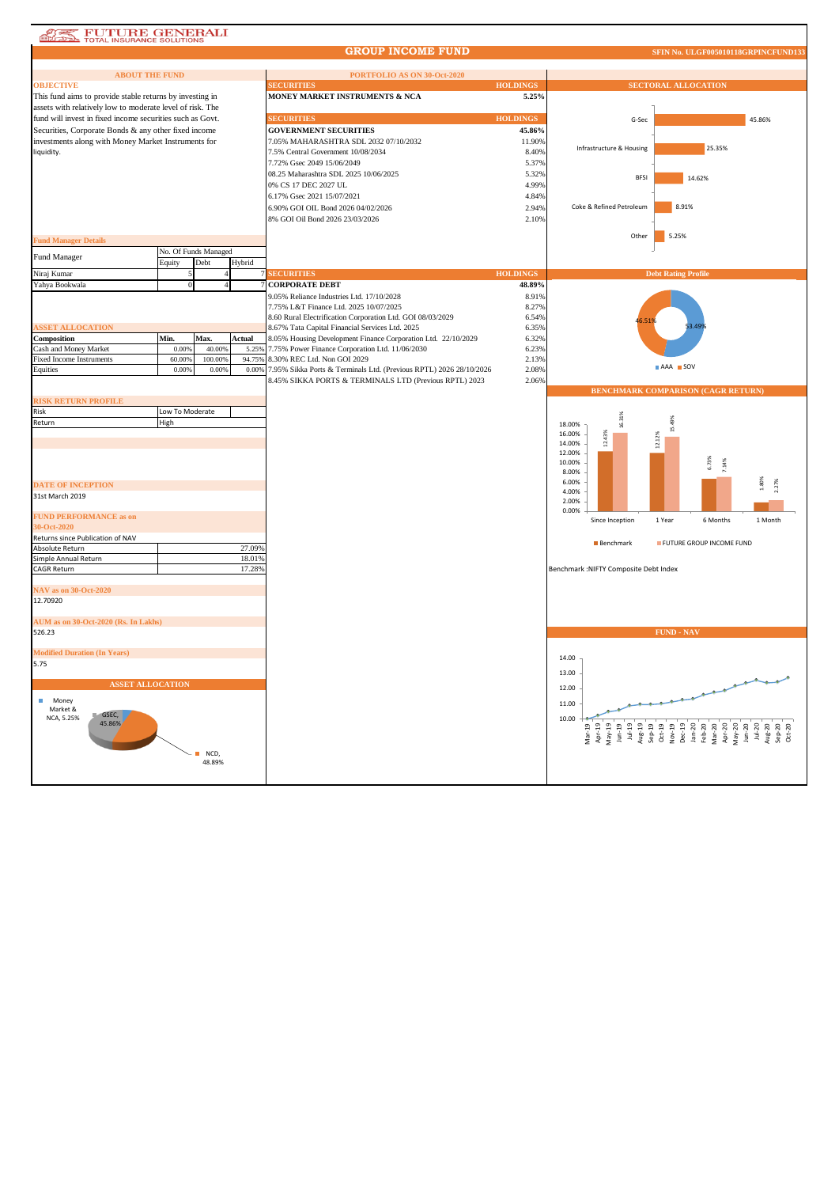# FUTURE GENERALI TOTAL INSURANCE SOLUTIONS

## GROUP INCOME FUND

SFIN No. ULGF005010118GRPINCFUND133

### ABOUT THE FUND

**OBJECTIVE**

This fund aims to provide stable returns by investing in assets with relatively low to moderate level of risk. The fund will invest in fixed income securities such as Govt. Securities, Corporate Bonds & any other fixed income investments along with Money Market Instruments for liquidity.

**Fund Manager Details**

| Fund Manager | No. Of Funds Managed | | |
|---|---|---|---|
| | Equity | Debt | Hybrid |
| Niraj Kumar | 5 | 4 | 7 |
| Yahya Bookwala | 0 | 4 | 7 |

**ASSET ALLOCATION**

| Composition | Min. | Max. | Actual |
|---|---|---|---|
| Cash and Money Market | 0.00% | 40.00% | 5.25% |
| Fixed Income Instruments | 60.00% | 100.00% | 94.75% |
| Equities | 0.00% | 0.00% | 0.00% |

**RISK RETURN PROFILE**

| Risk | Low To Moderate |
|---|---|
| Return | High |

**DATE OF INCEPTION**

31st March 2019

**FUND PERFORMANCE as on 30-Oct-2020**

| Returns since Publication of NAV | |
|---|---|
| Absolute Return | 27.09% |
| Simple Annual Return | 18.01% |
| CAGR Return | 17.28% |

**NAV as on 30-Oct-2020**

12.70920

**AUM as on 30-Oct-2020 (Rs. In Lakhs)**

526.23

**Modified Duration (In Years)**

5.75

**ASSET ALLOCATION**

Money Market & NCA, 5.25%; GSEC, 45.86%; NCD, 48.89%

### PORTFOLIO AS ON 30-Oct-2020

| SECURITIES | HOLDINGS |
|---|---|
| **MONEY MARKET INSTRUMENTS & NCA** | **5.25%** |

| SECURITIES | HOLDINGS |
|---|---|
| **GOVERNMENT SECURITIES** | **45.86%** |
| 7.05% MAHARASHTRA SDL 2032 07/10/2032 | 11.90% |
| 7.5% Central Government 10/08/2034 | 8.40% |
| 7.72% Gsec 2049 15/06/2049 | 5.37% |
| 08.25 Maharashtra SDL 2025 10/06/2025 | 5.32% |
| 0% CS 17 DEC 2027 UL | 4.99% |
| 6.17% Gsec 2021 15/07/2021 | 4.84% |
| 6.90% GOI OIL Bond 2026 04/02/2026 | 2.94% |
| 8% GOI Oil Bond 2026 23/03/2026 | 2.10% |

| SECURITIES | HOLDINGS |
|---|---|
| **CORPORATE DEBT** | **48.89%** |
| 9.05% Reliance Industries Ltd. 17/10/2028 | 8.91% |
| 7.75% L&T Finance Ltd. 2025 10/07/2025 | 8.27% |
| 8.60 Rural Electrification Corporation Ltd. GOI 08/03/2029 | 6.54% |
| 8.67% Tata Capital Financial Services Ltd. 2025 | 6.35% |
| 8.05% Housing Development Finance Corporation Ltd. 22/10/2029 | 6.32% |
| 7.75% Power Finance Corporation Ltd. 11/06/2030 | 6.23% |
| 8.30% REC Ltd. Non GOI 2029 | 2.13% |
| 7.95% Sikka Ports & Terminals Ltd. (Previous RPTL) 2026 28/10/2026 | 2.08% |
| 8.45% SIKKA PORTS & TERMINALS LTD (Previous RPTL) 2023 | 2.06% |

### SECTORAL ALLOCATION

| Sector | Allocation |
|---|---|
| G-Sec | 45.86% |
| Infrastructure & Housing | 25.35% |
| BFSI | 14.62% |
| Coke & Refined Petroleum | 8.91% |
| Other | 5.25% |

### Debt Rating Profile

AAA: 53.49%; SOV: 46.51%

### BENCHMARK COMPARISON (CAGR RETURN)

| | Since Inception | 1 Year | 6 Months | 1 Month |
|---|---|---|---|---|
| Benchmark | 12.43% | 12.12% | 6.73% | 1.80% |
| FUTURE GROUP INCOME FUND | 16.31% | 15.49% | 7.34% | 2.27% |

Benchmark :NIFTY Composite Debt Index

### FUND - NAV

(Chart: Fund NAV from Mar-19 to Oct-20, ranging from 10.00 to approximately 12.71)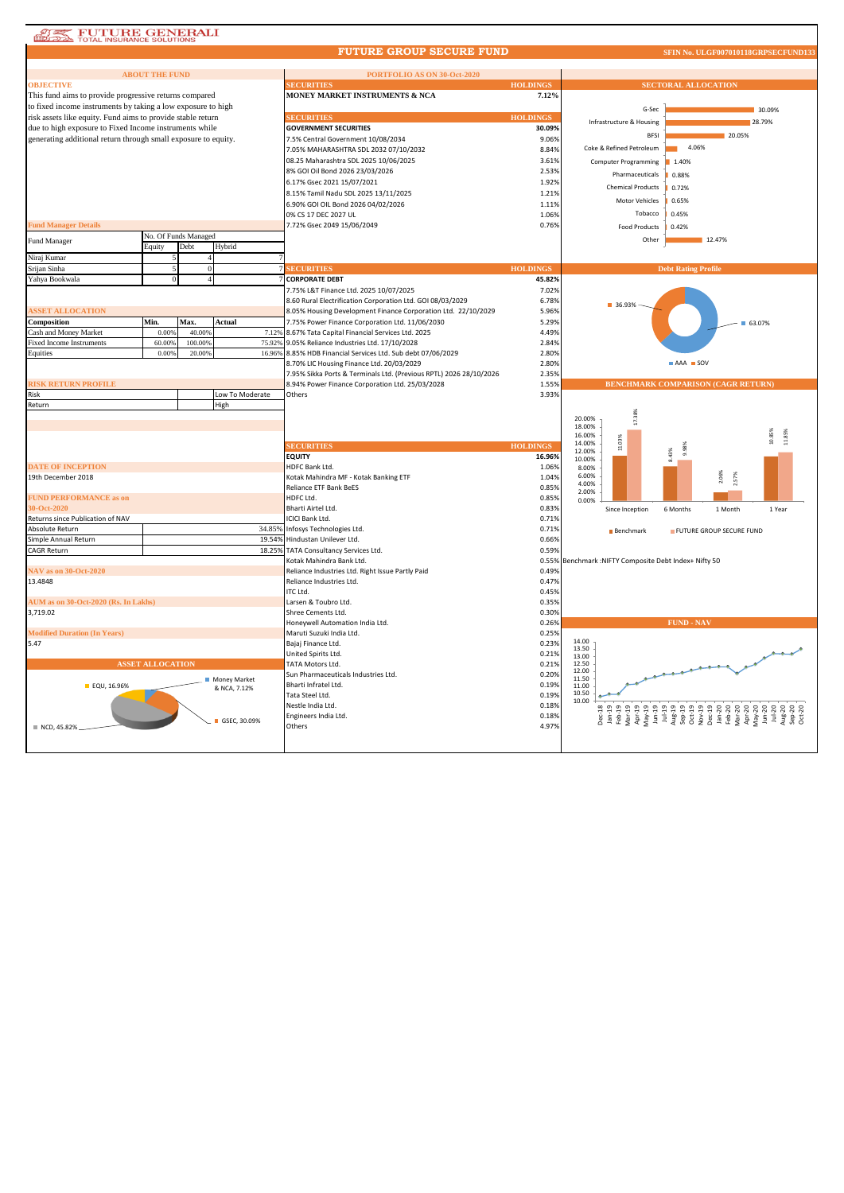FUTURE GENERALI
TOTAL INSURANCE SOLUTIONS

# FUTURE GROUP SECURE FUND

SFIN No. ULGF007010118GRPSECFUND133

## ABOUT THE FUND

**OBJECTIVE**

This fund aims to provide progressive returns compared to fixed income instruments by taking a low exposure to high risk assets like equity. Fund aims to provide stable return due to high exposure to Fixed Income instruments while generating additional return through small exposure to equity.

**Fund Manager Details**

| Fund Manager | No. Of Funds Managed | | |
|---|---|---|---|
| | Equity | Debt | Hybrid |
| Niraj Kumar | 5 | 4 | 7 |
| Srijan Sinha | 5 | 0 | 7 |
| Yahya Bookwala | 0 | 4 | 7 |

**ASSET ALLOCATION**

| Composition | Min. | Max. | Actual |
|---|---|---|---|
| Cash and Money Market | 0.00% | 40.00% | 7.12% |
| Fixed Income Instruments | 60.00% | 100.00% | 75.92% |
| Equities | 0.00% | 20.00% | 16.96% |

**RISK RETURN PROFILE**

| | |
|---|---|
| Risk | Low To Moderate |
| Return | High |

**DATE OF INCEPTION**

19th December 2018

**FUND PERFORMANCE as on 30-Oct-2020**

| Returns since Publication of NAV | |
|---|---|
| Absolute Return | 34.85% |
| Simple Annual Return | 19.54% |
| CAGR Return | 18.25% |

**NAV as on 30-Oct-2020**

13.4848

**AUM as on 30-Oct-2020 (Rs. In Lakhs)**

3,719.02

**Modified Duration (In Years)**

5.47

**ASSET ALLOCATION**

EQU, 16.96%
Money Market & NCA, 7.12%
GSEC, 30.09%
NCD, 45.82%

## PORTFOLIO AS ON 30-Oct-2020

| SECURITIES | HOLDINGS |
|---|---|
| **MONEY MARKET INSTRUMENTS & NCA** | **7.12%** |

| SECURITIES | HOLDINGS |
|---|---|
| **GOVERNMENT SECURITIES** | **30.09%** |
| 7.5% Central Government 10/08/2034 | 9.06% |
| 7.05% MAHARASHTRA SDL 2032 07/10/2032 | 8.84% |
| 08.25 Maharashtra SDL 2025 10/06/2025 | 3.61% |
| 8% GOI Oil Bond 2026 23/03/2026 | 2.53% |
| 6.17% Gsec 2021 15/07/2021 | 1.92% |
| 8.15% Tamil Nadu SDL 2025 13/11/2025 | 1.21% |
| 6.90% GOI OIL Bond 2026 04/02/2026 | 1.11% |
| 0% CS 17 DEC 2027 UL | 1.06% |
| 7.72% Gsec 2049 15/06/2049 | 0.76% |

| SECURITIES | HOLDINGS |
|---|---|
| **CORPORATE DEBT** | **45.82%** |
| 7.75% L&T Finance Ltd. 2025 10/07/2025 | 7.02% |
| 8.60 Rural Electrification Corporation Ltd. GOI 08/03/2029 | 6.78% |
| 8.05% Housing Development Finance Corporation Ltd. 22/10/2029 | 5.96% |
| 7.75% Power Finance Corporation Ltd. 11/06/2030 | 5.29% |
| 8.67% Tata Capital Financial Services Ltd. 2025 | 4.49% |
| 9.05% Reliance Industries Ltd. 17/10/2028 | 2.84% |
| 8.85% HDB Financial Services Ltd. Sub debt 07/06/2029 | 2.80% |
| 8.70% LIC Housing Finance Ltd. 20/03/2029 | 2.80% |
| 7.95% Sikka Ports & Terminals Ltd. (Previous RPTL) 2026 28/10/2026 | 2.35% |
| 8.94% Power Finance Corporation Ltd. 25/03/2028 | 1.55% |
| Others | 3.93% |

| SECURITIES | HOLDINGS |
|---|---|
| **EQUITY** | **16.96%** |
| HDFC Bank Ltd. | 1.06% |
| Kotak Mahindra MF - Kotak Banking ETF | 1.04% |
| Reliance ETF Bank BeES | 0.85% |
| HDFC Ltd. | 0.85% |
| Bharti Airtel Ltd. | 0.83% |
| ICICI Bank Ltd. | 0.71% |
| Infosys Technologies Ltd. | 0.71% |
| Hindustan Unilever Ltd. | 0.66% |
| TATA Consultancy Services Ltd. | 0.59% |
| Kotak Mahindra Bank Ltd. | 0.55% |
| Reliance Industries Ltd. Right Issue Partly Paid | 0.49% |
| Reliance Industries Ltd. | 0.47% |
| ITC Ltd. | 0.45% |
| Larsen & Toubro Ltd. | 0.35% |
| Shree Cements Ltd. | 0.30% |
| Honeywell Automation India Ltd. | 0.26% |
| Maruti Suzuki India Ltd. | 0.25% |
| Bajaj Finance Ltd. | 0.23% |
| United Spirits Ltd. | 0.21% |
| TATA Motors Ltd. | 0.21% |
| Sun Pharmaceuticals Industries Ltd. | 0.20% |
| Bharti Infratel Ltd. | 0.19% |
| Tata Steel Ltd. | 0.19% |
| Nestle India Ltd. | 0.18% |
| Engineers India Ltd. | 0.18% |
| Others | 4.97% |

## SECTORAL ALLOCATION

G-Sec 30.09%
Infrastructure & Housing 28.79%
BFSI 20.05%
Coke & Refined Petroleum 4.06%
Computer Programming 1.40%
Pharmaceuticals 0.88%
Chemical Products 0.72%
Motor Vehicles 0.65%
Tobacco 0.45%
Food Products 0.42%
Other 12.47%

## Debt Rating Profile

36.93%
63.07%
AAA SOV

## BENCHMARK COMPARISON (CAGR RETURN)

Since Inception: 11.03%, 17.38%
6 Months: 8.43%, 9.98%
1 Month: 2.06%, 2.57%
1 Year: 10.85%, 11.85%

Benchmark FUTURE GROUP SECURE FUND

Benchmark :NIFTY Composite Debt Index+ Nifty 50

## FUND - NAV

Dec-18 Jan-19 Feb-19 Mar-19 Apr-19 May-19 Jun-19 Jul-19 Aug-19 Sep-19 Oct-19 Nov-19 Dec-19 Jan-20 Feb-20 Mar-20 Apr-20 May-20 Jun-20 Jul-20 Aug-20 Sep-20 Oct-20